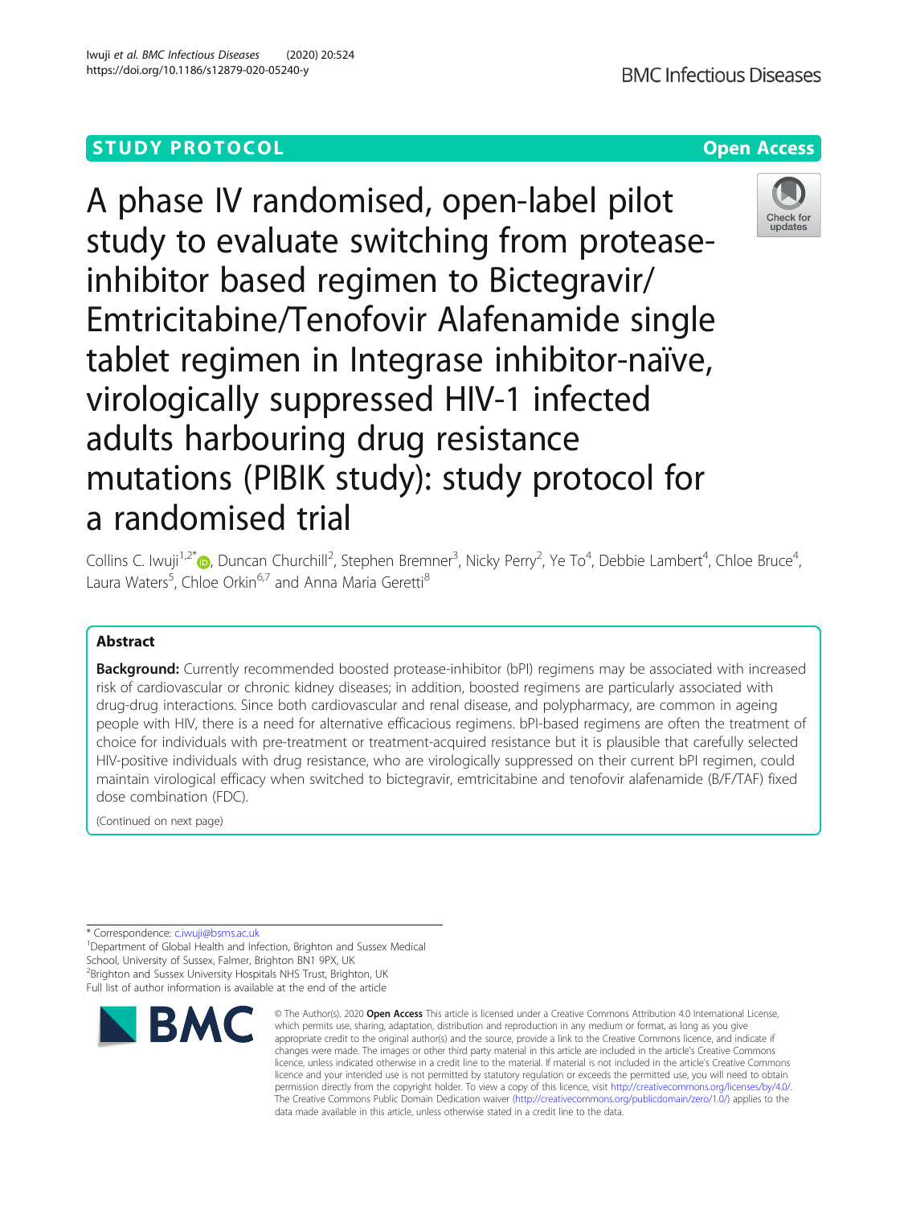STUDY PROTOCOL

Open Access

# A phase IV randomised, open-label pilot study to evaluate switching from protease-inhibitor based regimen to Bictegravir/Emtricitabine/Tenofovir Alafenamide single tablet regimen in Integrase inhibitor-naïve, virologically suppressed HIV-1 infected adults harbouring drug resistance mutations (PIBIK study): study protocol for a randomised trial

Collins C. Iwuji[1,2*], Duncan Churchill[2], Stephen Bremner[3], Nicky Perry[2], Ye To[4], Debbie Lambert[4], Chloe Bruce[4], Laura Waters[5], Chloe Orkin[6,7] and Anna Maria Geretti[8]

## Abstract

**Background:** Currently recommended boosted protease-inhibitor (bPI) regimens may be associated with increased risk of cardiovascular or chronic kidney diseases; in addition, boosted regimens are particularly associated with drug-drug interactions. Since both cardiovascular and renal disease, and polypharmacy, are common in ageing people with HIV, there is a need for alternative efficacious regimens. bPI-based regimens are often the treatment of choice for individuals with pre-treatment or treatment-acquired resistance but it is plausible that carefully selected HIV-positive individuals with drug resistance, who are virologically suppressed on their current bPI regimen, could maintain virological efficacy when switched to bictegravir, emtricitabine and tenofovir alafenamide (B/F/TAF) fixed dose combination (FDC).

(Continued on next page)

* Correspondence: c.iwuji@bsms.ac.uk
[1]Department of Global Health and Infection, Brighton and Sussex Medical School, University of Sussex, Falmer, Brighton BN1 9PX, UK
[2]Brighton and Sussex University Hospitals NHS Trust, Brighton, UK
Full list of author information is available at the end of the article

© The Author(s). 2020 **Open Access** This article is licensed under a Creative Commons Attribution 4.0 International License, which permits use, sharing, adaptation, distribution and reproduction in any medium or format, as long as you give appropriate credit to the original author(s) and the source, provide a link to the Creative Commons licence, and indicate if changes were made. The images or other third party material in this article are included in the article's Creative Commons licence, unless indicated otherwise in a credit line to the material. If material is not included in the article's Creative Commons licence and your intended use is not permitted by statutory regulation or exceeds the permitted use, you will need to obtain permission directly from the copyright holder. To view a copy of this licence, visit http://creativecommons.org/licenses/by/4.0/. The Creative Commons Public Domain Dedication waiver (http://creativecommons.org/publicdomain/zero/1.0/) applies to the data made available in this article, unless otherwise stated in a credit line to the data.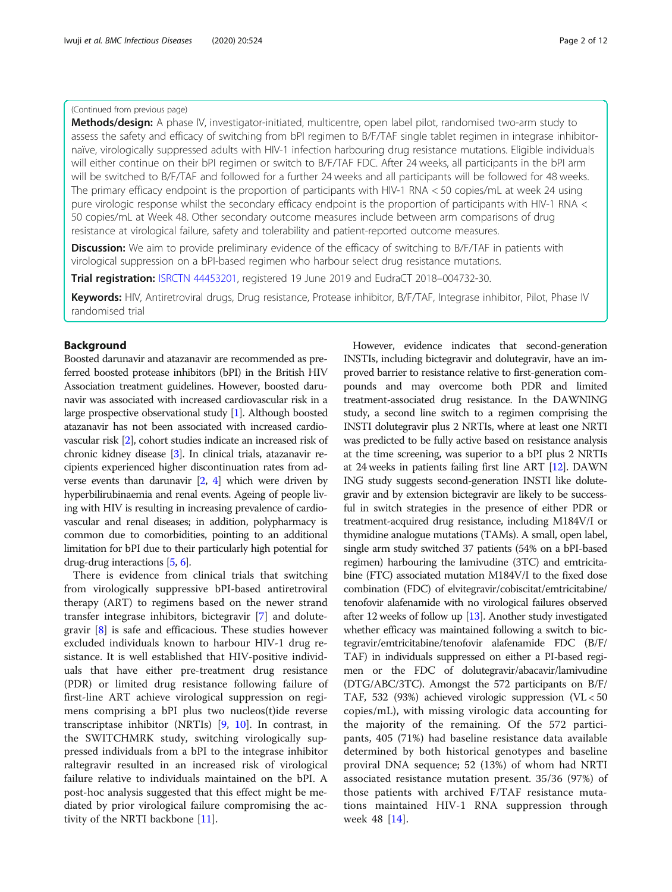(Continued from previous page)

**Methods/design:** A phase IV, investigator-initiated, multicentre, open label pilot, randomised two-arm study to assess the safety and efficacy of switching from bPI regimen to B/F/TAF single tablet regimen in integrase inhibitor-naïve, virologically suppressed adults with HIV-1 infection harbouring drug resistance mutations. Eligible individuals will either continue on their bPI regimen or switch to B/F/TAF FDC. After 24 weeks, all participants in the bPI arm will be switched to B/F/TAF and followed for a further 24 weeks and all participants will be followed for 48 weeks. The primary efficacy endpoint is the proportion of participants with HIV-1 RNA < 50 copies/mL at week 24 using pure virologic response whilst the secondary efficacy endpoint is the proportion of participants with HIV-1 RNA < 50 copies/mL at Week 48. Other secondary outcome measures include between arm comparisons of drug resistance at virological failure, safety and tolerability and patient-reported outcome measures.

**Discussion:** We aim to provide preliminary evidence of the efficacy of switching to B/F/TAF in patients with virological suppression on a bPI-based regimen who harbour select drug resistance mutations.

**Trial registration:** ISRCTN 44453201, registered 19 June 2019 and EudraCT 2018–004732-30.

**Keywords:** HIV, Antiretroviral drugs, Drug resistance, Protease inhibitor, B/F/TAF, Integrase inhibitor, Pilot, Phase IV randomised trial

## Background

Boosted darunavir and atazanavir are recommended as preferred boosted protease inhibitors (bPI) in the British HIV Association treatment guidelines. However, boosted darunavir was associated with increased cardiovascular risk in a large prospective observational study [1]. Although boosted atazanavir has not been associated with increased cardiovascular risk [2], cohort studies indicate an increased risk of chronic kidney disease [3]. In clinical trials, atazanavir recipients experienced higher discontinuation rates from adverse events than darunavir [2, 4] which were driven by hyperbilirubinaemia and renal events. Ageing of people living with HIV is resulting in increasing prevalence of cardiovascular and renal diseases; in addition, polypharmacy is common due to comorbidities, pointing to an additional limitation for bPI due to their particularly high potential for drug-drug interactions [5, 6].

There is evidence from clinical trials that switching from virologically suppressive bPI-based antiretroviral therapy (ART) to regimens based on the newer strand transfer integrase inhibitors, bictegravir [7] and dolutegravir [8] is safe and efficacious. These studies however excluded individuals known to harbour HIV-1 drug resistance. It is well established that HIV-positive individuals that have either pre-treatment drug resistance (PDR) or limited drug resistance following failure of first-line ART achieve virological suppression on regimens comprising a bPI plus two nucleos(t)ide reverse transcriptase inhibitor (NRTIs) [9, 10]. In contrast, in the SWITCHMRK study, switching virologically suppressed individuals from a bPI to the integrase inhibitor raltegravir resulted in an increased risk of virological failure relative to individuals maintained on the bPI. A post-hoc analysis suggested that this effect might be mediated by prior virological failure compromising the activity of the NRTI backbone [11].

However, evidence indicates that second-generation INSTIs, including bictegravir and dolutegravir, have an improved barrier to resistance relative to first-generation compounds and may overcome both PDR and limited treatment-associated drug resistance. In the DAWNING study, a second line switch to a regimen comprising the INSTI dolutegravir plus 2 NRTIs, where at least one NRTI was predicted to be fully active based on resistance analysis at the time screening, was superior to a bPI plus 2 NRTIs at 24 weeks in patients failing first line ART [12]. DAWNING study suggests second-generation INSTI like dolutegravir and by extension bictegravir are likely to be successful in switch strategies in the presence of either PDR or treatment-acquired drug resistance, including M184V/I or thymidine analogue mutations (TAMs). A small, open label, single arm study switched 37 patients (54% on a bPI-based regimen) harbouring the lamivudine (3TC) and emtricitabine (FTC) associated mutation M184V/I to the fixed dose combination (FDC) of elvitegravir/cobiscitat/emtricitabine/tenofovir alafenamide with no virological failures observed after 12 weeks of follow up [13]. Another study investigated whether efficacy was maintained following a switch to bictegravir/emtricitabine/tenofovir alafenamide FDC (B/F/TAF) in individuals suppressed on either a PI-based regimen or the FDC of dolutegravir/abacavir/lamivudine (DTG/ABC/3TC). Amongst the 572 participants on B/F/TAF, 532 (93%) achieved virologic suppression (VL < 50 copies/mL), with missing virologic data accounting for the majority of the remaining. Of the 572 participants, 405 (71%) had baseline resistance data available determined by both historical genotypes and baseline proviral DNA sequence; 52 (13%) of whom had NRTI associated resistance mutation present. 35/36 (97%) of those patients with archived F/TAF resistance mutations maintained HIV-1 RNA suppression through week 48 [14].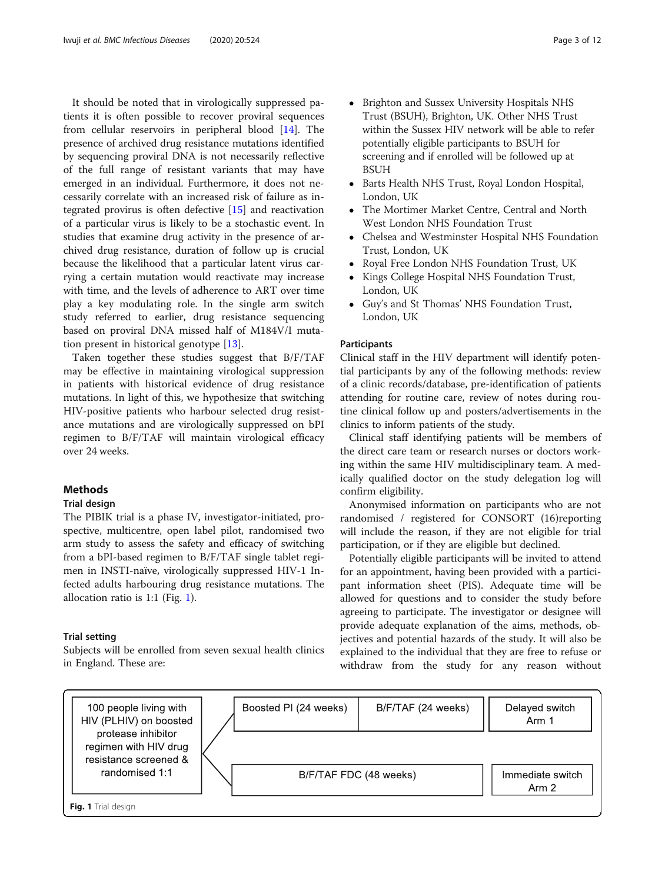It should be noted that in virologically suppressed patients it is often possible to recover proviral sequences from cellular reservoirs in peripheral blood [14]. The presence of archived drug resistance mutations identified by sequencing proviral DNA is not necessarily reflective of the full range of resistant variants that may have emerged in an individual. Furthermore, it does not necessarily correlate with an increased risk of failure as integrated provirus is often defective [15] and reactivation of a particular virus is likely to be a stochastic event. In studies that examine drug activity in the presence of archived drug resistance, duration of follow up is crucial because the likelihood that a particular latent virus carrying a certain mutation would reactivate may increase with time, and the levels of adherence to ART over time play a key modulating role. In the single arm switch study referred to earlier, drug resistance sequencing based on proviral DNA missed half of M184V/I mutation present in historical genotype [13].

Taken together these studies suggest that B/F/TAF may be effective in maintaining virological suppression in patients with historical evidence of drug resistance mutations. In light of this, we hypothesize that switching HIV-positive patients who harbour selected drug resistance mutations and are virologically suppressed on bPI regimen to B/F/TAF will maintain virological efficacy over 24 weeks.

## Methods

### Trial design

The PIBIK trial is a phase IV, investigator-initiated, prospective, multicentre, open label pilot, randomised two arm study to assess the safety and efficacy of switching from a bPI-based regimen to B/F/TAF single tablet regimen in INSTI-naïve, virologically suppressed HIV-1 Infected adults harbouring drug resistance mutations. The allocation ratio is 1:1 (Fig. 1).

### Trial setting

Subjects will be enrolled from seven sexual health clinics in England. These are:

- Brighton and Sussex University Hospitals NHS Trust (BSUH), Brighton, UK. Other NHS Trust within the Sussex HIV network will be able to refer potentially eligible participants to BSUH for screening and if enrolled will be followed up at BSUH
- Barts Health NHS Trust, Royal London Hospital, London, UK
- The Mortimer Market Centre, Central and North West London NHS Foundation Trust
- Chelsea and Westminster Hospital NHS Foundation Trust, London, UK
- Royal Free London NHS Foundation Trust, UK
- Kings College Hospital NHS Foundation Trust, London, UK
- Guy's and St Thomas' NHS Foundation Trust, London, UK

### Participants

Clinical staff in the HIV department will identify potential participants by any of the following methods: review of a clinic records/database, pre-identification of patients attending for routine care, review of notes during routine clinical follow up and posters/advertisements in the clinics to inform patients of the study.

Clinical staff identifying patients will be members of the direct care team or research nurses or doctors working within the same HIV multidisciplinary team. A medically qualified doctor on the study delegation log will confirm eligibility.

Anonymised information on participants who are not randomised / registered for CONSORT (16)reporting will include the reason, if they are not eligible for trial participation, or if they are eligible but declined.

Potentially eligible participants will be invited to attend for an appointment, having been provided with a participant information sheet (PIS). Adequate time will be allowed for questions and to consider the study before agreeing to participate. The investigator or designee will provide adequate explanation of the aims, methods, objectives and potential hazards of the study. It will also be explained to the individual that they are free to refuse or withdraw from the study for any reason without

100 people living with HIV (PLHIV) on boosted protease inhibitor regimen with HIV drug resistance screened & randomised 1:1

Boosted PI (24 weeks) | B/F/TAF (24 weeks) | Delayed switch Arm 1

B/F/TAF FDC (48 weeks) | Immediate switch Arm 2

Fig. 1 Trial design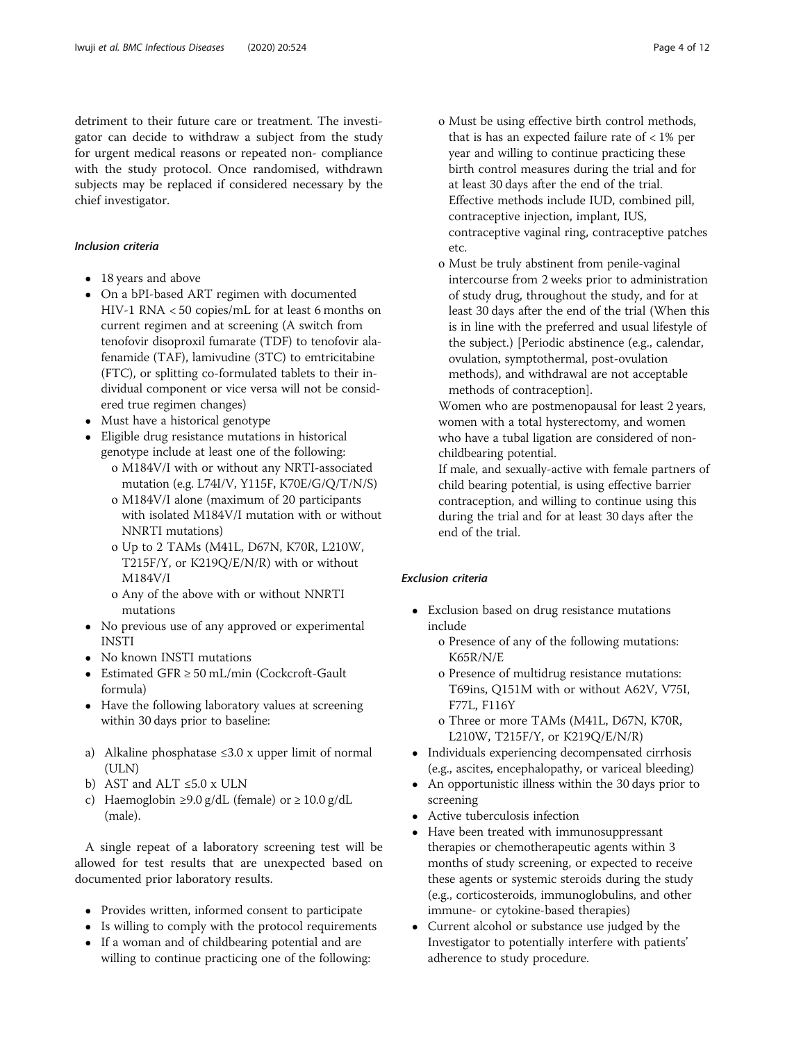detriment to their future care or treatment. The investigator can decide to withdraw a subject from the study for urgent medical reasons or repeated non- compliance with the study protocol. Once randomised, withdrawn subjects may be replaced if considered necessary by the chief investigator.

#### *Inclusion criteria*

- 18 years and above
- On a bPI-based ART regimen with documented HIV-1 RNA < 50 copies/mL for at least 6 months on current regimen and at screening (A switch from tenofovir disoproxil fumarate (TDF) to tenofovir alafenamide (TAF), lamivudine (3TC) to emtricitabine (FTC), or splitting co-formulated tablets to their individual component or vice versa will not be considered true regimen changes)
- Must have a historical genotype
- Eligible drug resistance mutations in historical genotype include at least one of the following:
  - o M184V/I with or without any NRTI-associated mutation (e.g. L74I/V, Y115F, K70E/G/Q/T/N/S)
  - o M184V/I alone (maximum of 20 participants with isolated M184V/I mutation with or without NNRTI mutations)
  - o Up to 2 TAMs (M41L, D67N, K70R, L210W, T215F/Y, or K219Q/E/N/R) with or without M184V/I
  - o Any of the above with or without NNRTI mutations
- No previous use of any approved or experimental INSTI
- No known INSTI mutations
- Estimated GFR ≥ 50 mL/min (Cockcroft-Gault formula)
- Have the following laboratory values at screening within 30 days prior to baseline:

a) Alkaline phosphatase ≤3.0 x upper limit of normal (ULN)
b) AST and ALT ≤5.0 x ULN
c) Haemoglobin ≥9.0 g/dL (female) or ≥ 10.0 g/dL (male).

A single repeat of a laboratory screening test will be allowed for test results that are unexpected based on documented prior laboratory results.

- Provides written, informed consent to participate
- Is willing to comply with the protocol requirements
- If a woman and of childbearing potential and are willing to continue practicing one of the following:
  - o Must be using effective birth control methods, that is has an expected failure rate of < 1% per year and willing to continue practicing these birth control measures during the trial and for at least 30 days after the end of the trial. Effective methods include IUD, combined pill, contraceptive injection, implant, IUS, contraceptive vaginal ring, contraceptive patches etc.
  - o Must be truly abstinent from penile-vaginal intercourse from 2 weeks prior to administration of study drug, throughout the study, and for at least 30 days after the end of the trial (When this is in line with the preferred and usual lifestyle of the subject.) [Periodic abstinence (e.g., calendar, ovulation, symptothermal, post-ovulation methods), and withdrawal are not acceptable methods of contraception].

  Women who are postmenopausal for least 2 years, women with a total hysterectomy, and women who have a tubal ligation are considered of non-childbearing potential.

  If male, and sexually-active with female partners of child bearing potential, is using effective barrier contraception, and willing to continue using this during the trial and for at least 30 days after the end of the trial.

#### *Exclusion criteria*

- Exclusion based on drug resistance mutations include
  - o Presence of any of the following mutations: K65R/N/E
  - o Presence of multidrug resistance mutations: T69ins, Q151M with or without A62V, V75I, F77L, F116Y
  - o Three or more TAMs (M41L, D67N, K70R, L210W, T215F/Y, or K219Q/E/N/R)
- Individuals experiencing decompensated cirrhosis (e.g., ascites, encephalopathy, or variceal bleeding)
- An opportunistic illness within the 30 days prior to screening
- Active tuberculosis infection
- Have been treated with immunosuppressant therapies or chemotherapeutic agents within 3 months of study screening, or expected to receive these agents or systemic steroids during the study (e.g., corticosteroids, immunoglobulins, and other immune- or cytokine-based therapies)
- Current alcohol or substance use judged by the Investigator to potentially interfere with patients' adherence to study procedure.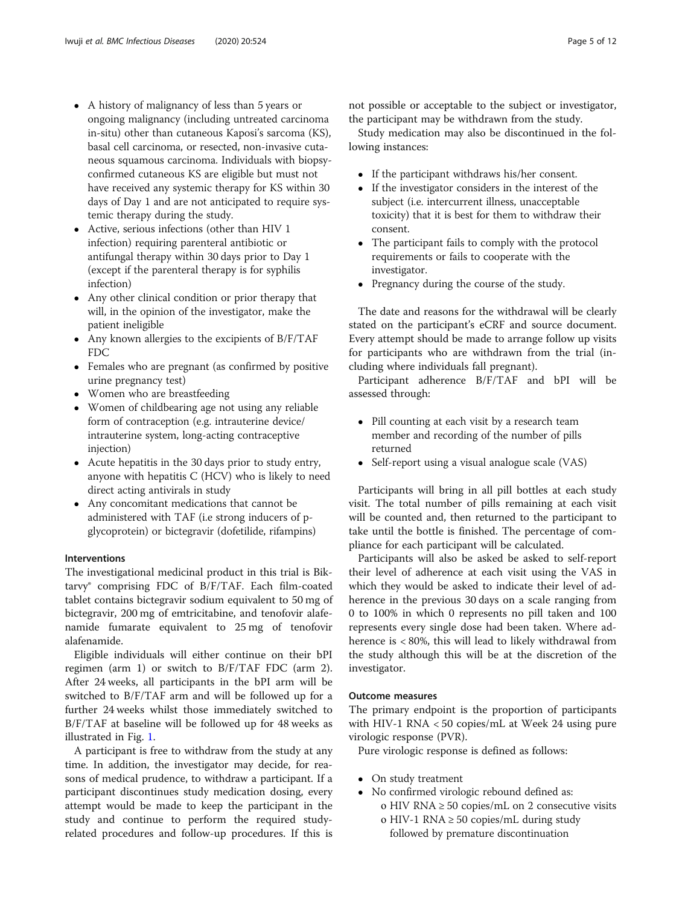- A history of malignancy of less than 5 years or ongoing malignancy (including untreated carcinoma in-situ) other than cutaneous Kaposi's sarcoma (KS), basal cell carcinoma, or resected, non-invasive cutaneous squamous carcinoma. Individuals with biopsy-confirmed cutaneous KS are eligible but must not have received any systemic therapy for KS within 30 days of Day 1 and are not anticipated to require systemic therapy during the study.
- Active, serious infections (other than HIV 1 infection) requiring parenteral antibiotic or antifungal therapy within 30 days prior to Day 1 (except if the parenteral therapy is for syphilis infection)
- Any other clinical condition or prior therapy that will, in the opinion of the investigator, make the patient ineligible
- Any known allergies to the excipients of B/F/TAF FDC
- Females who are pregnant (as confirmed by positive urine pregnancy test)
- Women who are breastfeeding
- Women of childbearing age not using any reliable form of contraception (e.g. intrauterine device/ intrauterine system, long-acting contraceptive injection)
- Acute hepatitis in the 30 days prior to study entry, anyone with hepatitis C (HCV) who is likely to need direct acting antivirals in study
- Any concomitant medications that cannot be administered with TAF (i.e strong inducers of p-glycoprotein) or bictegravir (dofetilide, rifampins)

### Interventions

The investigational medicinal product in this trial is Biktarvy® comprising FDC of B/F/TAF. Each film-coated tablet contains bictegravir sodium equivalent to 50 mg of bictegravir, 200 mg of emtricitabine, and tenofovir alafenamide fumarate equivalent to 25 mg of tenofovir alafenamide.

Eligible individuals will either continue on their bPI regimen (arm 1) or switch to B/F/TAF FDC (arm 2). After 24 weeks, all participants in the bPI arm will be switched to B/F/TAF arm and will be followed up for a further 24 weeks whilst those immediately switched to B/F/TAF at baseline will be followed up for 48 weeks as illustrated in Fig. 1.

A participant is free to withdraw from the study at any time. In addition, the investigator may decide, for reasons of medical prudence, to withdraw a participant. If a participant discontinues study medication dosing, every attempt would be made to keep the participant in the study and continue to perform the required study-related procedures and follow-up procedures. If this is not possible or acceptable to the subject or investigator, the participant may be withdrawn from the study.

Study medication may also be discontinued in the following instances:

- If the participant withdraws his/her consent.
- If the investigator considers in the interest of the subject (i.e. intercurrent illness, unacceptable toxicity) that it is best for them to withdraw their consent.
- The participant fails to comply with the protocol requirements or fails to cooperate with the investigator.
- Pregnancy during the course of the study.

The date and reasons for the withdrawal will be clearly stated on the participant's eCRF and source document. Every attempt should be made to arrange follow up visits for participants who are withdrawn from the trial (including where individuals fall pregnant).

Participant adherence B/F/TAF and bPI will be assessed through:

- Pill counting at each visit by a research team member and recording of the number of pills returned
- Self-report using a visual analogue scale (VAS)

Participants will bring in all pill bottles at each study visit. The total number of pills remaining at each visit will be counted and, then returned to the participant to take until the bottle is finished. The percentage of compliance for each participant will be calculated.

Participants will also be asked be asked to self-report their level of adherence at each visit using the VAS in which they would be asked to indicate their level of adherence in the previous 30 days on a scale ranging from 0 to 100% in which 0 represents no pill taken and 100 represents every single dose had been taken. Where adherence is < 80%, this will lead to likely withdrawal from the study although this will be at the discretion of the investigator.

### Outcome measures

The primary endpoint is the proportion of participants with HIV-1 RNA < 50 copies/mL at Week 24 using pure virologic response (PVR).

Pure virologic response is defined as follows:

- On study treatment
- No confirmed virologic rebound defined as:
  - o HIV RNA ≥ 50 copies/mL on 2 consecutive visits
  - o HIV-1 RNA ≥ 50 copies/mL during study followed by premature discontinuation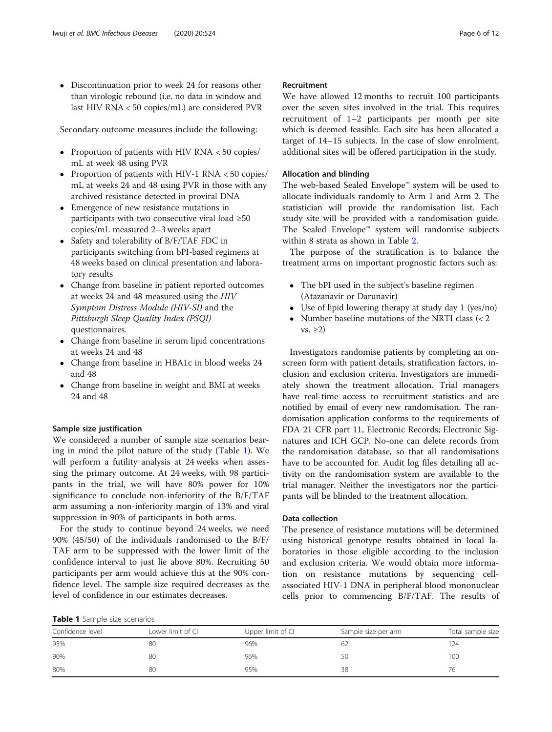- Discontinuation prior to week 24 for reasons other than virologic rebound (i.e. no data in window and last HIV RNA < 50 copies/mL) are considered PVR

Secondary outcome measures include the following:

- Proportion of patients with HIV RNA < 50 copies/mL at week 48 using PVR
- Proportion of patients with HIV-1 RNA < 50 copies/mL at weeks 24 and 48 using PVR in those with any archived resistance detected in proviral DNA
- Emergence of new resistance mutations in participants with two consecutive viral load ≥50 copies/mL measured 2–3 weeks apart
- Safety and tolerability of B/F/TAF FDC in participants switching from bPI-based regimens at 48 weeks based on clinical presentation and laboratory results
- Change from baseline in patient reported outcomes at weeks 24 and 48 measured using the *HIV Symptom Distress Module (HIV-SI)* and the *Pittsburgh Sleep Quality Index (PSQI)* questionnaires.
- Change from baseline in serum lipid concentrations at weeks 24 and 48
- Change from baseline in HBA1c in blood weeks 24 and 48
- Change from baseline in weight and BMI at weeks 24 and 48

### Sample size justification

We considered a number of sample size scenarios bearing in mind the pilot nature of the study (Table 1). We will perform a futility analysis at 24 weeks when assessing the primary outcome. At 24 weeks, with 98 participants in the trial, we will have 80% power for 10% significance to conclude non-inferiority of the B/F/TAF arm assuming a non-inferiority margin of 13% and viral suppression in 90% of participants in both arms.

For the study to continue beyond 24 weeks, we need 90% (45/50) of the individuals randomised to the B/F/TAF arm to be suppressed with the lower limit of the confidence interval to just lie above 80%. Recruiting 50 participants per arm would achieve this at the 90% confidence level. The sample size required decreases as the level of confidence in our estimates decreases.

### Recruitment

We have allowed 12 months to recruit 100 participants over the seven sites involved in the trial. This requires recruitment of 1–2 participants per month per site which is deemed feasible. Each site has been allocated a target of 14–15 subjects. In the case of slow enrolment, additional sites will be offered participation in the study.

### Allocation and blinding

The web-based Sealed Envelope™ system will be used to allocate individuals randomly to Arm 1 and Arm 2. The statistician will provide the randomisation list. Each study site will be provided with a randomisation guide. The Sealed Envelope™ system will randomise subjects within 8 strata as shown in Table 2.

The purpose of the stratification is to balance the treatment arms on important prognostic factors such as:

- The bPI used in the subject's baseline regimen (Atazanavir or Darunavir)
- Use of lipid lowering therapy at study day 1 (yes/no)
- Number baseline mutations of the NRTI class (< 2 vs. ≥2)

Investigators randomise patients by completing an on-screen form with patient details, stratification factors, inclusion and exclusion criteria. Investigators are immediately shown the treatment allocation. Trial managers have real-time access to recruitment statistics and are notified by email of every new randomisation. The randomisation application conforms to the requirements of FDA 21 CFR part 11, Electronic Records; Electronic Signatures and ICH GCP. No-one can delete records from the randomisation database, so that all randomisations have to be accounted for. Audit log files detailing all activity on the randomisation system are available to the trial manager. Neither the investigators nor the participants will be blinded to the treatment allocation.

### Data collection

The presence of resistance mutations will be determined using historical genotype results obtained in local laboratories in those eligible according to the inclusion and exclusion criteria. We would obtain more information on resistance mutations by sequencing cell-associated HIV-1 DNA in peripheral blood mononuclear cells prior to commencing B/F/TAF. The results of

**Table 1** Sample size scenarios

| Confidence level | Lower limit of CI | Upper limit of CI | Sample size per arm | Total sample size |
|---|---|---|---|---|
| 95% | 80 | 96% | 62 | 124 |
| 90% | 80 | 96% | 50 | 100 |
| 80% | 80 | 95% | 38 | 76 |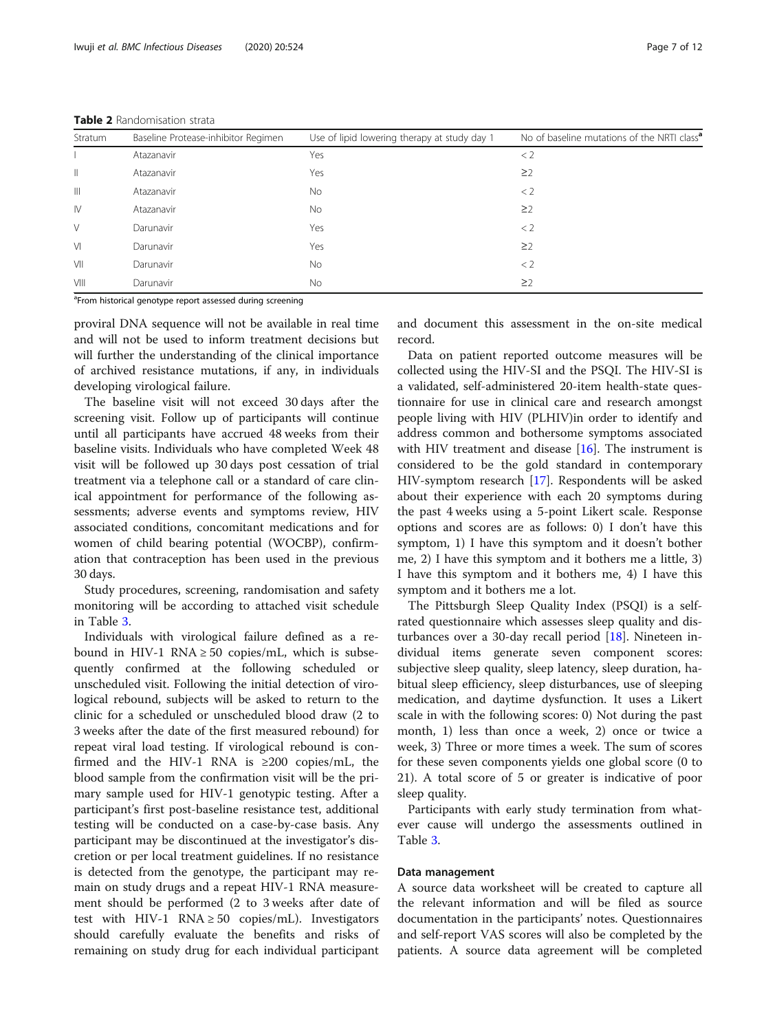**Table 2** Randomisation strata

| Stratum | Baseline Protease-inhibitor Regimen | Use of lipid lowering therapy at study day 1 | No of baseline mutations of the NRTI class[a] |
|---|---|---|---|
| I | Atazanavir | Yes | < 2 |
| II | Atazanavir | Yes | ≥2 |
| III | Atazanavir | No | < 2 |
| IV | Atazanavir | No | ≥2 |
| V | Darunavir | Yes | < 2 |
| VI | Darunavir | Yes | ≥2 |
| VII | Darunavir | No | < 2 |
| VIII | Darunavir | No | ≥2 |

[a]From historical genotype report assessed during screening

proviral DNA sequence will not be available in real time and will not be used to inform treatment decisions but will further the understanding of the clinical importance of archived resistance mutations, if any, in individuals developing virological failure.

The baseline visit will not exceed 30 days after the screening visit. Follow up of participants will continue until all participants have accrued 48 weeks from their baseline visits. Individuals who have completed Week 48 visit will be followed up 30 days post cessation of trial treatment via a telephone call or a standard of care clinical appointment for performance of the following assessments; adverse events and symptoms review, HIV associated conditions, concomitant medications and for women of child bearing potential (WOCBP), confirmation that contraception has been used in the previous 30 days.

Study procedures, screening, randomisation and safety monitoring will be according to attached visit schedule in Table 3.

Individuals with virological failure defined as a rebound in HIV-1 RNA ≥ 50 copies/mL, which is subsequently confirmed at the following scheduled or unscheduled visit. Following the initial detection of virological rebound, subjects will be asked to return to the clinic for a scheduled or unscheduled blood draw (2 to 3 weeks after the date of the first measured rebound) for repeat viral load testing. If virological rebound is confirmed and the HIV-1 RNA is ≥200 copies/mL, the blood sample from the confirmation visit will be the primary sample used for HIV-1 genotypic testing. After a participant's first post-baseline resistance test, additional testing will be conducted on a case-by-case basis. Any participant may be discontinued at the investigator's discretion or per local treatment guidelines. If no resistance is detected from the genotype, the participant may remain on study drugs and a repeat HIV-1 RNA measurement should be performed (2 to 3 weeks after date of test with HIV-1 RNA ≥ 50 copies/mL). Investigators should carefully evaluate the benefits and risks of remaining on study drug for each individual participant and document this assessment in the on-site medical record.

Data on patient reported outcome measures will be collected using the HIV-SI and the PSQI. The HIV-SI is a validated, self-administered 20-item health-state questionnaire for use in clinical care and research amongst people living with HIV (PLHIV)in order to identify and address common and bothersome symptoms associated with HIV treatment and disease [16]. The instrument is considered to be the gold standard in contemporary HIV-symptom research [17]. Respondents will be asked about their experience with each 20 symptoms during the past 4 weeks using a 5-point Likert scale. Response options and scores are as follows: 0) I don't have this symptom, 1) I have this symptom and it doesn't bother me, 2) I have this symptom and it bothers me a little, 3) I have this symptom and it bothers me, 4) I have this symptom and it bothers me a lot.

The Pittsburgh Sleep Quality Index (PSQI) is a self-rated questionnaire which assesses sleep quality and disturbances over a 30-day recall period [18]. Nineteen individual items generate seven component scores: subjective sleep quality, sleep latency, sleep duration, habitual sleep efficiency, sleep disturbances, use of sleeping medication, and daytime dysfunction. It uses a Likert scale in with the following scores: 0) Not during the past month, 1) less than once a week, 2) once or twice a week, 3) Three or more times a week. The sum of scores for these seven components yields one global score (0 to 21). A total score of 5 or greater is indicative of poor sleep quality.

Participants with early study termination from whatever cause will undergo the assessments outlined in Table 3.

### Data management

A source data worksheet will be created to capture all the relevant information and will be filed as source documentation in the participants' notes. Questionnaires and self-report VAS scores will also be completed by the patients. A source data agreement will be completed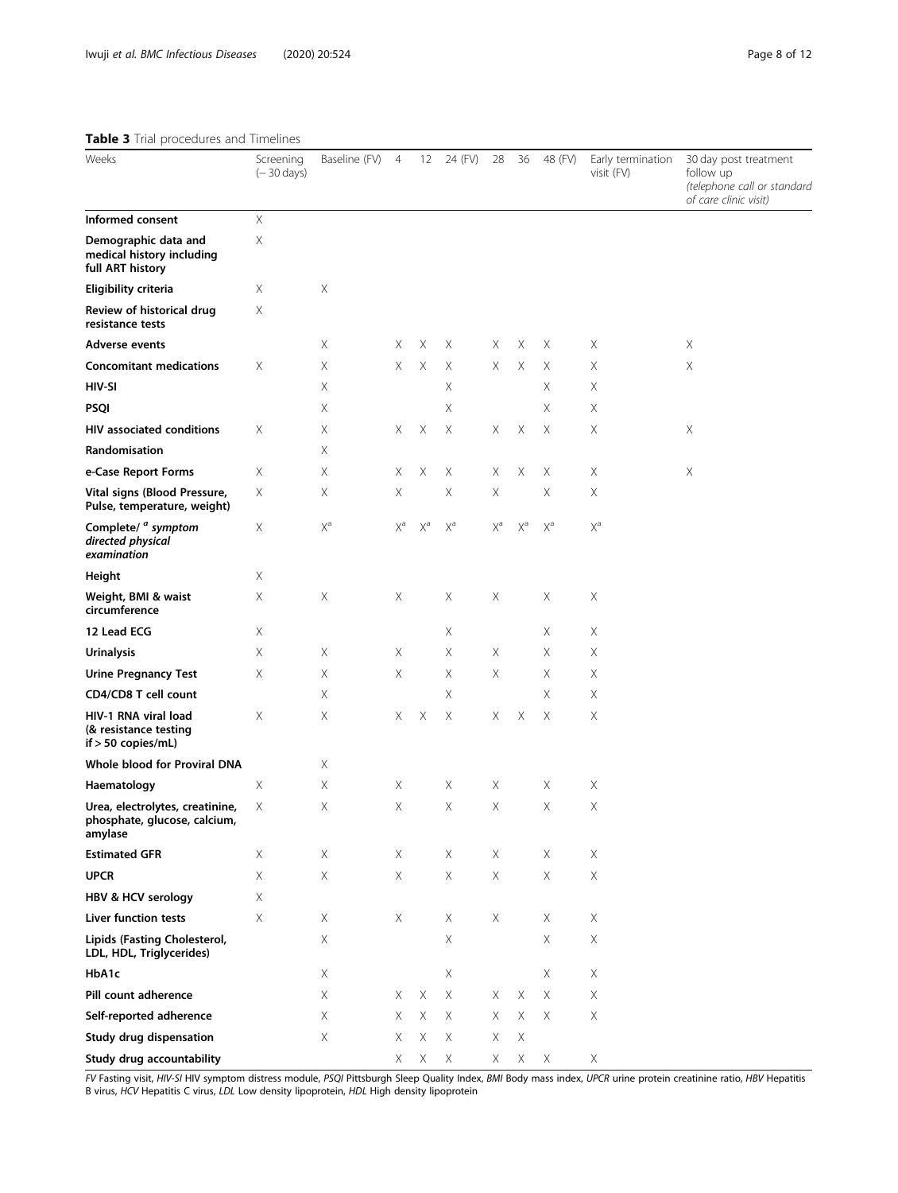**Table 3** Trial procedures and Timelines

| Weeks | Screening (− 30 days) | Baseline (FV) | 4 | 12 | 24 (FV) | 28 | 36 | 48 (FV) | Early termination visit (FV) | 30 day post treatment follow up *(telephone call or standard of care clinic visit)* |
|---|---|---|---|---|---|---|---|---|---|---|
| **Informed consent** | X | | | | | | | | | |
| **Demographic data and medical history including full ART history** | X | | | | | | | | | |
| **Eligibility criteria** | X | X | | | | | | | | |
| **Review of historical drug resistance tests** | X | | | | | | | | | |
| **Adverse events** | | X | X | X | X | X | X | X | X | X |
| **Concomitant medications** | X | X | X | X | X | X | X | X | X | X |
| **HIV-SI** | | X | | | X | | | X | X | |
| **PSQI** | | X | | | X | | | X | X | |
| **HIV associated conditions** | X | X | X | X | X | X | X | X | X | X |
| **Randomisation** | | X | | | | | | | | |
| **e-Case Report Forms** | X | X | X | X | X | X | X | X | X | X |
| **Vital signs (Blood Pressure, Pulse, temperature, weight)** | X | X | X | | X | X | | X | X | |
| **Complete/ [a] *symptom directed physical examination*** | X | X[a] | X[a] | X[a] | X[a] | X[a] | X[a] | X[a] | X[a] | |
| **Height** | X | | | | | | | | | |
| **Weight, BMI & waist circumference** | X | X | X | | X | X | | X | X | |
| **12 Lead ECG** | X | | | | X | | | X | X | |
| **Urinalysis** | X | X | X | | X | X | | X | X | |
| **Urine Pregnancy Test** | X | X | X | | X | X | | X | X | |
| **CD4/CD8 T cell count** | | X | | | X | | | X | X | |
| **HIV-1 RNA viral load (& resistance testing if > 50 copies/mL)** | X | X | X | X | X | X | X | X | X | |
| **Whole blood for Proviral DNA** | | X | | | | | | | | |
| **Haematology** | X | X | X | | X | X | | X | X | |
| **Urea, electrolytes, creatinine, phosphate, glucose, calcium, amylase** | X | X | X | | X | X | | X | X | |
| **Estimated GFR** | X | X | X | | X | X | | X | X | |
| **UPCR** | X | X | X | | X | X | | X | X | |
| **HBV & HCV serology** | X | | | | | | | | | |
| **Liver function tests** | X | X | X | | X | X | | X | X | |
| **Lipids (Fasting Cholesterol, LDL, HDL, Triglycerides)** | | X | | | X | | | X | X | |
| **HbA1c** | | X | | | X | | | X | X | |
| **Pill count adherence** | | X | X | X | X | X | X | X | X | |
| **Self-reported adherence** | | X | X | X | X | X | X | X | X | |
| **Study drug dispensation** | | X | X | X | X | X | X | | | |
| **Study drug accountability** | | | X | X | X | X | X | X | X | |

*FV* Fasting visit, *HIV-SI* HIV symptom distress module, *PSQI* Pittsburgh Sleep Quality Index, *BMI* Body mass index, *UPCR* urine protein creatinine ratio, *HBV* Hepatitis B virus, *HCV* Hepatitis C virus, *LDL* Low density lipoprotein, *HDL* High density lipoprotein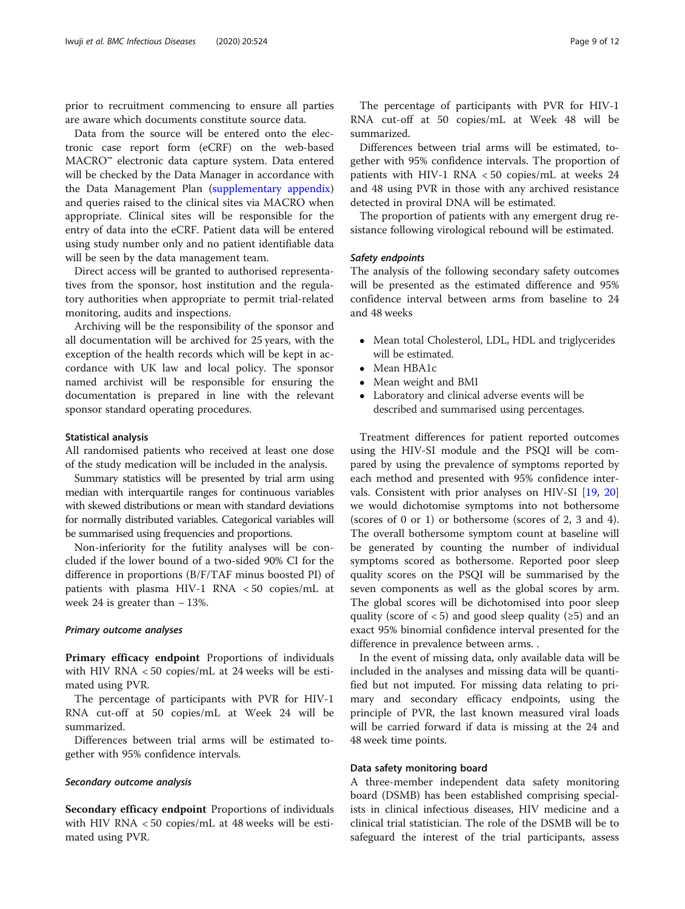prior to recruitment commencing to ensure all parties are aware which documents constitute source data.

Data from the source will be entered onto the electronic case report form (eCRF) on the web-based MACRO™ electronic data capture system. Data entered will be checked by the Data Manager in accordance with the Data Management Plan (supplementary appendix) and queries raised to the clinical sites via MACRO when appropriate. Clinical sites will be responsible for the entry of data into the eCRF. Patient data will be entered using study number only and no patient identifiable data will be seen by the data management team.

Direct access will be granted to authorised representatives from the sponsor, host institution and the regulatory authorities when appropriate to permit trial-related monitoring, audits and inspections.

Archiving will be the responsibility of the sponsor and all documentation will be archived for 25 years, with the exception of the health records which will be kept in accordance with UK law and local policy. The sponsor named archivist will be responsible for ensuring the documentation is prepared in line with the relevant sponsor standard operating procedures.

### Statistical analysis

All randomised patients who received at least one dose of the study medication will be included in the analysis.

Summary statistics will be presented by trial arm using median with interquartile ranges for continuous variables with skewed distributions or mean with standard deviations for normally distributed variables. Categorical variables will be summarised using frequencies and proportions.

Non-inferiority for the futility analyses will be concluded if the lower bound of a two-sided 90% CI for the difference in proportions (B/F/TAF minus boosted PI) of patients with plasma HIV-1 RNA < 50 copies/mL at week 24 is greater than − 13%.

#### *Primary outcome analyses*

**Primary efficacy endpoint** Proportions of individuals with HIV RNA < 50 copies/mL at 24 weeks will be estimated using PVR.

The percentage of participants with PVR for HIV-1 RNA cut-off at 50 copies/mL at Week 24 will be summarized.

Differences between trial arms will be estimated together with 95% confidence intervals.

#### *Secondary outcome analysis*

**Secondary efficacy endpoint** Proportions of individuals with HIV RNA < 50 copies/mL at 48 weeks will be estimated using PVR.

The percentage of participants with PVR for HIV-1 RNA cut-off at 50 copies/mL at Week 48 will be summarized.

Differences between trial arms will be estimated, together with 95% confidence intervals. The proportion of patients with HIV-1 RNA < 50 copies/mL at weeks 24 and 48 using PVR in those with any archived resistance detected in proviral DNA will be estimated.

The proportion of patients with any emergent drug resistance following virological rebound will be estimated.

#### *Safety endpoints*

The analysis of the following secondary safety outcomes will be presented as the estimated difference and 95% confidence interval between arms from baseline to 24 and 48 weeks

- Mean total Cholesterol, LDL, HDL and triglycerides will be estimated.
- Mean HBA1c
- Mean weight and BMI
- Laboratory and clinical adverse events will be described and summarised using percentages.

Treatment differences for patient reported outcomes using the HIV-SI module and the PSQI will be compared by using the prevalence of symptoms reported by each method and presented with 95% confidence intervals. Consistent with prior analyses on HIV-SI [19, 20] we would dichotomise symptoms into not bothersome (scores of 0 or 1) or bothersome (scores of 2, 3 and 4). The overall bothersome symptom count at baseline will be generated by counting the number of individual symptoms scored as bothersome. Reported poor sleep quality scores on the PSQI will be summarised by the seven components as well as the global scores by arm. The global scores will be dichotomised into poor sleep quality (score of < 5) and good sleep quality (≥5) and an exact 95% binomial confidence interval presented for the difference in prevalence between arms. .

In the event of missing data, only available data will be included in the analyses and missing data will be quantified but not imputed. For missing data relating to primary and secondary efficacy endpoints, using the principle of PVR, the last known measured viral loads will be carried forward if data is missing at the 24 and 48 week time points.

### Data safety monitoring board

A three-member independent data safety monitoring board (DSMB) has been established comprising specialists in clinical infectious diseases, HIV medicine and a clinical trial statistician. The role of the DSMB will be to safeguard the interest of the trial participants, assess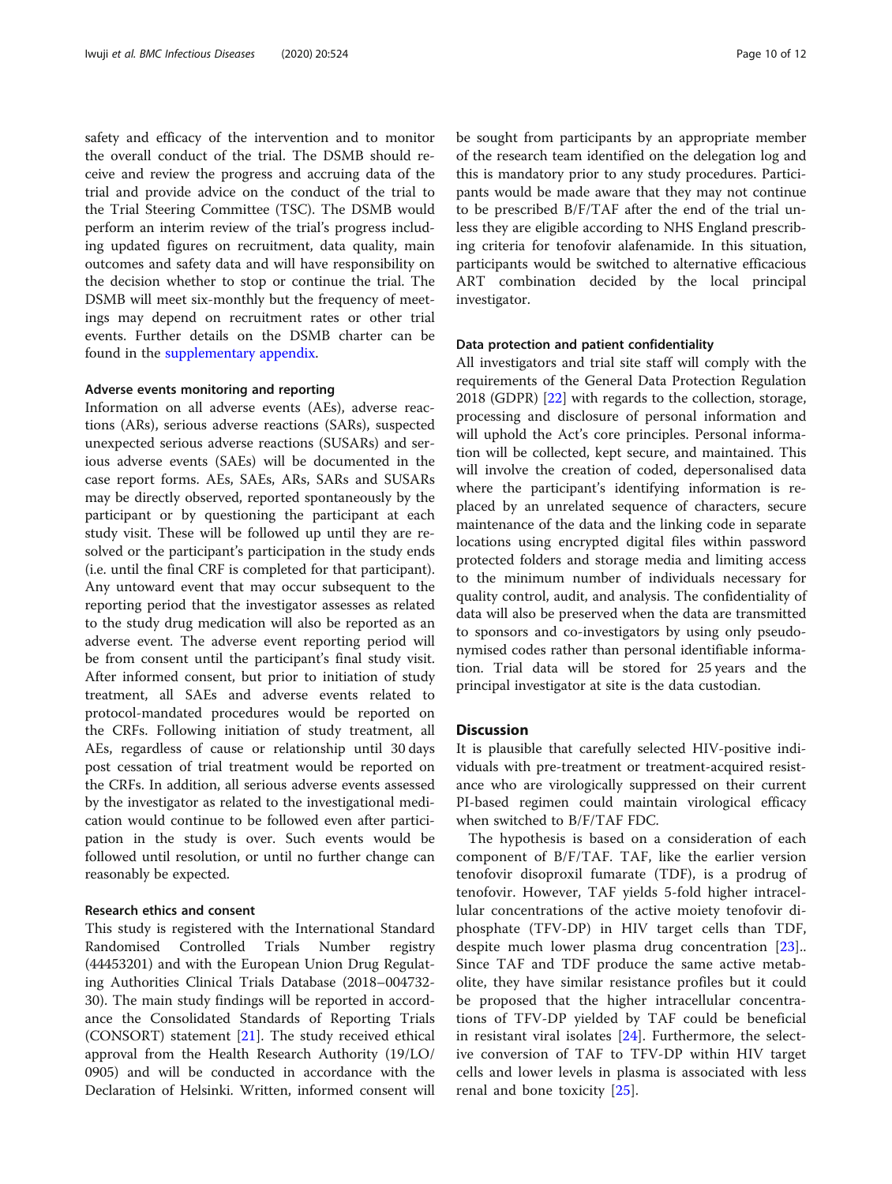safety and efficacy of the intervention and to monitor the overall conduct of the trial. The DSMB should receive and review the progress and accruing data of the trial and provide advice on the conduct of the trial to the Trial Steering Committee (TSC). The DSMB would perform an interim review of the trial's progress including updated figures on recruitment, data quality, main outcomes and safety data and will have responsibility on the decision whether to stop or continue the trial. The DSMB will meet six-monthly but the frequency of meetings may depend on recruitment rates or other trial events. Further details on the DSMB charter can be found in the supplementary appendix.

#### Adverse events monitoring and reporting

Information on all adverse events (AEs), adverse reactions (ARs), serious adverse reactions (SARs), suspected unexpected serious adverse reactions (SUSARs) and serious adverse events (SAEs) will be documented in the case report forms. AEs, SAEs, ARs, SARs and SUSARs may be directly observed, reported spontaneously by the participant or by questioning the participant at each study visit. These will be followed up until they are resolved or the participant's participation in the study ends (i.e. until the final CRF is completed for that participant). Any untoward event that may occur subsequent to the reporting period that the investigator assesses as related to the study drug medication will also be reported as an adverse event. The adverse event reporting period will be from consent until the participant's final study visit. After informed consent, but prior to initiation of study treatment, all SAEs and adverse events related to protocol-mandated procedures would be reported on the CRFs. Following initiation of study treatment, all AEs, regardless of cause or relationship until 30 days post cessation of trial treatment would be reported on the CRFs. In addition, all serious adverse events assessed by the investigator as related to the investigational medication would continue to be followed even after participation in the study is over. Such events would be followed until resolution, or until no further change can reasonably be expected.

#### Research ethics and consent

This study is registered with the International Standard Randomised Controlled Trials Number registry (44453201) and with the European Union Drug Regulating Authorities Clinical Trials Database (2018–004732-30). The main study findings will be reported in accordance the Consolidated Standards of Reporting Trials (CONSORT) statement [21]. The study received ethical approval from the Health Research Authority (19/LO/0905) and will be conducted in accordance with the Declaration of Helsinki. Written, informed consent will be sought from participants by an appropriate member of the research team identified on the delegation log and this is mandatory prior to any study procedures. Participants would be made aware that they may not continue to be prescribed B/F/TAF after the end of the trial unless they are eligible according to NHS England prescribing criteria for tenofovir alafenamide. In this situation, participants would be switched to alternative efficacious ART combination decided by the local principal investigator.

#### Data protection and patient confidentiality

All investigators and trial site staff will comply with the requirements of the General Data Protection Regulation 2018 (GDPR) [22] with regards to the collection, storage, processing and disclosure of personal information and will uphold the Act's core principles. Personal information will be collected, kept secure, and maintained. This will involve the creation of coded, depersonalised data where the participant's identifying information is replaced by an unrelated sequence of characters, secure maintenance of the data and the linking code in separate locations using encrypted digital files within password protected folders and storage media and limiting access to the minimum number of individuals necessary for quality control, audit, and analysis. The confidentiality of data will also be preserved when the data are transmitted to sponsors and co-investigators by using only pseudonymised codes rather than personal identifiable information. Trial data will be stored for 25 years and the principal investigator at site is the data custodian.

## Discussion

It is plausible that carefully selected HIV-positive individuals with pre-treatment or treatment-acquired resistance who are virologically suppressed on their current PI-based regimen could maintain virological efficacy when switched to B/F/TAF FDC.

The hypothesis is based on a consideration of each component of B/F/TAF. TAF, like the earlier version tenofovir disoproxil fumarate (TDF), is a prodrug of tenofovir. However, TAF yields 5-fold higher intracellular concentrations of the active moiety tenofovir diphosphate (TFV-DP) in HIV target cells than TDF, despite much lower plasma drug concentration [23].. Since TAF and TDF produce the same active metabolite, they have similar resistance profiles but it could be proposed that the higher intracellular concentrations of TFV-DP yielded by TAF could be beneficial in resistant viral isolates [24]. Furthermore, the selective conversion of TAF to TFV-DP within HIV target cells and lower levels in plasma is associated with less renal and bone toxicity [25].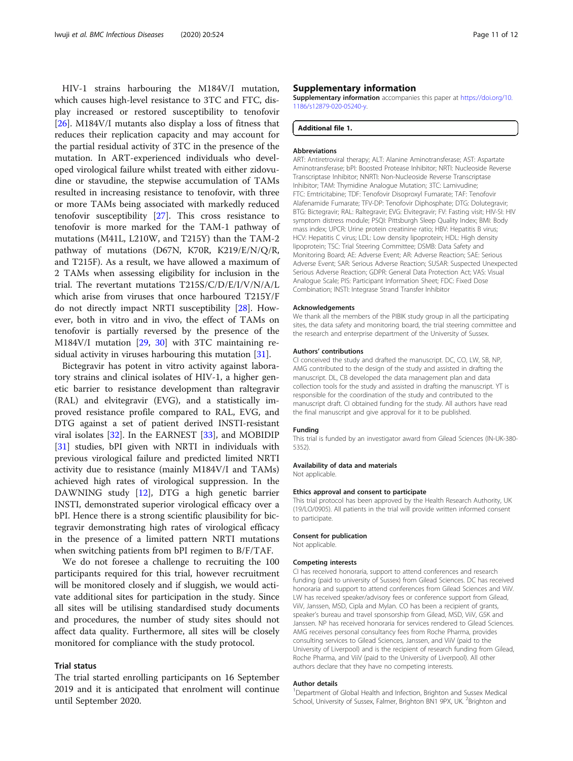HIV-1 strains harbouring the M184V/I mutation, which causes high-level resistance to 3TC and FTC, display increased or restored susceptibility to tenofovir [26]. M184V/I mutants also display a loss of fitness that reduces their replication capacity and may account for the partial residual activity of 3TC in the presence of the mutation. In ART-experienced individuals who developed virological failure whilst treated with either zidovudine or stavudine, the stepwise accumulation of TAMs resulted in increasing resistance to tenofovir, with three or more TAMs being associated with markedly reduced tenofovir susceptibility [27]. This cross resistance to tenofovir is more marked for the TAM-1 pathway of mutations (M41L, L210W, and T215Y) than the TAM-2 pathway of mutations (D67N, K70R, K219/E/N/Q/R, and T215F). As a result, we have allowed a maximum of 2 TAMs when assessing eligibility for inclusion in the trial. The revertant mutations T215S/C/D/E/I/V/N/A/L which arise from viruses that once harboured T215Y/F do not directly impact NRTI susceptibility [28]. However, both in vitro and in vivo, the effect of TAMs on tenofovir is partially reversed by the presence of the M184V/I mutation [29, 30] with 3TC maintaining residual activity in viruses harbouring this mutation [31].

Bictegravir has potent in vitro activity against laboratory strains and clinical isolates of HIV-1, a higher genetic barrier to resistance development than raltegravir (RAL) and elvitegravir (EVG), and a statistically improved resistance profile compared to RAL, EVG, and DTG against a set of patient derived INSTI-resistant viral isolates [32]. In the EARNEST [33], and MOBIDIP [31] studies, bPI given with NRTI in individuals with previous virological failure and predicted limited NRTI activity due to resistance (mainly M184V/I and TAMs) achieved high rates of virological suppression. In the DAWNING study [12], DTG a high genetic barrier INSTI, demonstrated superior virological efficacy over a bPI. Hence there is a strong scientific plausibility for bictegravir demonstrating high rates of virological efficacy in the presence of a limited pattern NRTI mutations when switching patients from bPI regimen to B/F/TAF.

We do not foresee a challenge to recruiting the 100 participants required for this trial, however recruitment will be monitored closely and if sluggish, we would activate additional sites for participation in the study. Since all sites will be utilising standardised study documents and procedures, the number of study sites should not affect data quality. Furthermore, all sites will be closely monitored for compliance with the study protocol.

### Trial status

The trial started enrolling participants on 16 September 2019 and it is anticipated that enrolment will continue until September 2020.

## Supplementary information

**Supplementary information** accompanies this paper at https://doi.org/10.1186/s12879-020-05240-y.

**Additional file 1.**

#### Abbreviations

ART: Antiretroviral therapy; ALT: Alanine Aminotransferase; AST: Aspartate Aminotransferase; bPI: Boosted Protease Inhibitor; NRTI: Nucleoside Reverse Transcriptase Inhibitor; NNRTI: Non-Nucleoside Reverse Transcriptase Inhibitor; TAM: Thymidine Analogue Mutation; 3TC: Lamivudine; FTC: Emtricitabine; TDF: Tenofovir Disoproxyl Fumarate; TAF: Tenofovir Alafenamide Fumarate; TFV-DP: Tenofovir Diphosphate; DTG: Dolutegravir; BTG: Bictegravir; RAL: Raltegravir; EVG: Elvitegravir; FV: Fasting visit; HIV-SI: HIV symptom distress module; PSQI: Pittsburgh Sleep Quality Index; BMI: Body mass index; UPCR: Urine protein creatinine ratio; HBV: Hepatitis B virus; HCV: Hepatitis C virus; LDL: Low density lipoprotein; HDL: High density lipoprotein; TSC: Trial Steering Committee; DSMB: Data Safety and Monitoring Board; AE: Adverse Event; AR: Adverse Reaction; SAE: Serious Adverse Event; SAR: Serious Adverse Reaction; SUSAR: Suspected Unexpected Serious Adverse Reaction; GDPR: General Data Protection Act; VAS: Visual Analogue Scale; PIS: Participant Information Sheet; FDC: Fixed Dose Combination; INSTI: Integrase Strand Transfer Inhibitor

#### Acknowledgements

We thank all the members of the PIBIK study group in all the participating sites, the data safety and monitoring board, the trial steering committee and the research and enterprise department of the University of Sussex.

#### Authors' contributions

CI conceived the study and drafted the manuscript. DC, CO, LW, SB, NP, AMG contributed to the design of the study and assisted in drafting the manuscript. DL, CB developed the data management plan and data collection tools for the study and assisted in drafting the manuscript. YT is responsible for the coordination of the study and contributed to the manuscript draft. CI obtained funding for the study. All authors have read the final manuscript and give approval for it to be published.

#### Funding

This trial is funded by an investigator award from Gilead Sciences (IN-UK-380-5352).

#### Availability of data and materials

Not applicable.

#### Ethics approval and consent to participate

This trial protocol has been approved by the Health Research Authority, UK (19/LO/0905). All patients in the trial will provide written informed consent to participate.

#### Consent for publication

Not applicable.

#### Competing interests

CI has received honoraria, support to attend conferences and research funding (paid to university of Sussex) from Gilead Sciences. DC has received honoraria and support to attend conferences from Gilead Sciences and ViiV. LW has received speaker/advisory fees or conference support from Gilead, ViiV, Janssen, MSD, Cipla and Mylan. CO has been a recipient of grants, speaker's bureau and travel sponsorship from Gilead, MSD, ViiV, GSK and Janssen. NP has received honoraria for services rendered to Gilead Sciences. AMG receives personal consultancy fees from Roche Pharma, provides consulting services to Gilead Sciences, Janssen, and ViiV (paid to the University of Liverpool) and is the recipient of research funding from Gilead, Roche Pharma, and ViiV (paid to the University of Liverpool). All other authors declare that they have no competing interests.

#### Author details

[1]Department of Global Health and Infection, Brighton and Sussex Medical School, University of Sussex, Falmer, Brighton BN1 9PX, UK. [2]Brighton and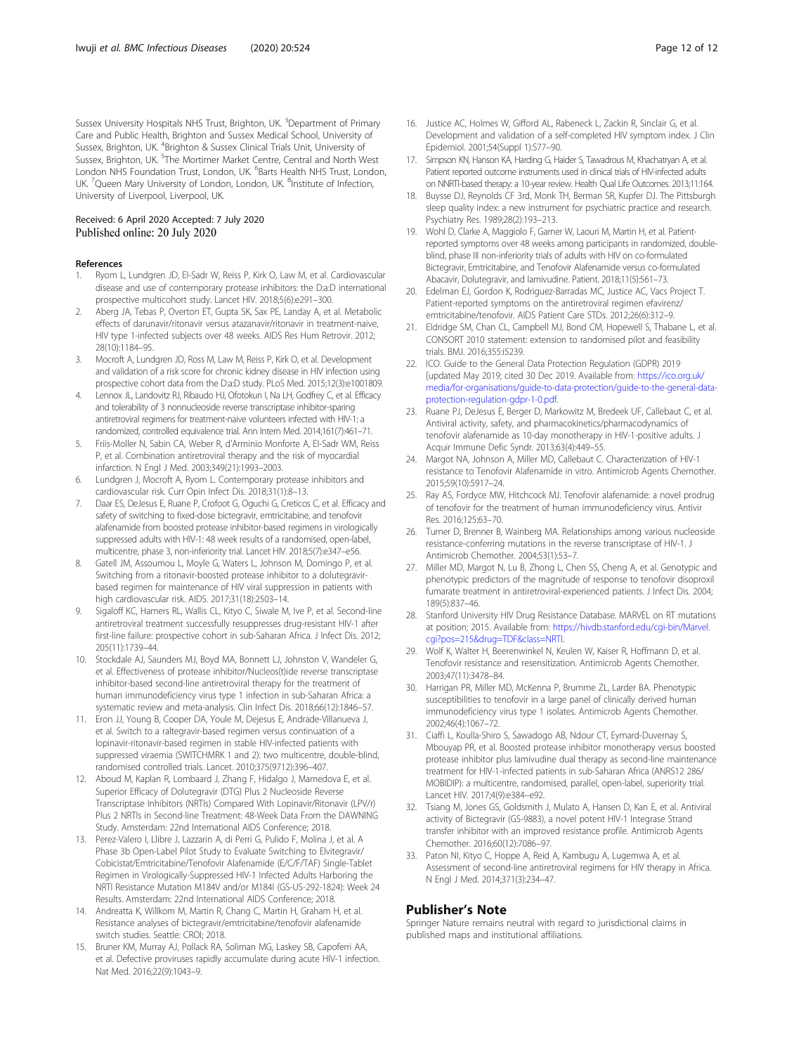Sussex University Hospitals NHS Trust, Brighton, UK. [3]Department of Primary Care and Public Health, Brighton and Sussex Medical School, University of Sussex, Brighton, UK. [4]Brighton & Sussex Clinical Trials Unit, University of Sussex, Brighton, UK. [5]The Mortimer Market Centre, Central and North West London NHS Foundation Trust, London, UK. [6]Barts Health NHS Trust, London, UK. [7]Queen Mary University of London, London, UK. [8]Institute of Infection, University of Liverpool, Liverpool, UK.

Received: 6 April 2020 Accepted: 7 July 2020
Published online: 20 July 2020

## References

1. Ryom L, Lundgren JD, El-Sadr W, Reiss P, Kirk O, Law M, et al. Cardiovascular disease and use of contemporary protease inhibitors: the D:a:D international prospective multicohort study. Lancet HIV. 2018;5(6):e291–300.
2. Aberg JA, Tebas P, Overton ET, Gupta SK, Sax PE, Landay A, et al. Metabolic effects of darunavir/ritonavir versus atazanavir/ritonavir in treatment-naive, HIV type 1-infected subjects over 48 weeks. AIDS Res Hum Retrovir. 2012; 28(10):1184–95.
3. Mocroft A, Lundgren JD, Ross M, Law M, Reiss P, Kirk O, et al. Development and validation of a risk score for chronic kidney disease in HIV infection using prospective cohort data from the D:a:D study. PLoS Med. 2015;12(3):e1001809.
4. Lennox JL, Landovitz RJ, Ribaudo HJ, Ofotokun I, Na LH, Godfrey C, et al. Efficacy and tolerability of 3 nonnucleoside reverse transcriptase inhibitor-sparing antiretroviral regimens for treatment-naive volunteers infected with HIV-1: a randomized, controlled equivalence trial. Ann Intern Med. 2014;161(7):461–71.
5. Friis-Moller N, Sabin CA, Weber R, d'Arminio Monforte A, El-Sadr WM, Reiss P, et al. Combination antiretroviral therapy and the risk of myocardial infarction. N Engl J Med. 2003;349(21):1993–2003.
6. Lundgren J, Mocroft A, Ryom L. Contemporary protease inhibitors and cardiovascular risk. Curr Opin Infect Dis. 2018;31(1):8–13.
7. Daar ES, DeJesus E, Ruane P, Crofoot G, Oguchi G, Creticos C, et al. Efficacy and safety of switching to fixed-dose bictegravir, emtricitabine, and tenofovir alafenamide from boosted protease inhibitor-based regimens in virologically suppressed adults with HIV-1: 48 week results of a randomised, open-label, multicentre, phase 3, non-inferiority trial. Lancet HIV. 2018;5(7):e347–e56.
8. Gatell JM, Assoumou L, Moyle G, Waters L, Johnson M, Domingo P, et al. Switching from a ritonavir-boosted protease inhibitor to a dolutegravir-based regimen for maintenance of HIV viral suppression in patients with high cardiovascular risk. AIDS. 2017;31(18):2503–14.
9. Sigaloff KC, Hamers RL, Wallis CL, Kityo C, Siwale M, Ive P, et al. Second-line antiretroviral treatment successfully resuppresses drug-resistant HIV-1 after first-line failure: prospective cohort in sub-Saharan Africa. J Infect Dis. 2012; 205(11):1739–44.
10. Stockdale AJ, Saunders MJ, Boyd MA, Bonnett LJ, Johnston V, Wandeler G, et al. Effectiveness of protease inhibitor/Nucleos(t)ide reverse transcriptase inhibitor-based second-line antiretroviral therapy for the treatment of human immunodeficiency virus type 1 infection in sub-Saharan Africa: a systematic review and meta-analysis. Clin Infect Dis. 2018;66(12):1846–57.
11. Eron JJ, Young B, Cooper DA, Youle M, Dejesus E, Andrade-Villanueva J, et al. Switch to a raltegravir-based regimen versus continuation of a lopinavir-ritonavir-based regimen in stable HIV-infected patients with suppressed viraemia (SWITCHMRK 1 and 2): two multicentre, double-blind, randomised controlled trials. Lancet. 2010;375(9712):396–407.
12. Aboud M, Kaplan R, Lombaard J, Zhang F, Hidalgo J, Mamedova E, et al. Superior Efficacy of Dolutegravir (DTG) Plus 2 Nucleoside Reverse Transcriptase Inhibitors (NRTIs) Compared With Lopinavir/Ritonavir (LPV/r) Plus 2 NRTIs in Second-line Treatment: 48-Week Data From the DAWNING Study. Amsterdam: 22nd International AIDS Conference; 2018.
13. Perez-Valero I, Llibre J, Lazzarin A, di Perri G, Pulido F, Molina J, et al. A Phase 3b Open-Label Pilot Study to Evaluate Switching to Elvitegravir/Cobicistat/Emtricitabine/Tenofovir Alafenamide (E/C/F/TAF) Single-Tablet Regimen in Virologically-Suppressed HIV-1 Infected Adults Harboring the NRTI Resistance Mutation M184V and/or M184I (GS-US-292-1824): Week 24 Results. Amsterdam: 22nd International AIDS Conference; 2018.
14. Andreatta K, Willkom M, Martin R, Chang C, Martin H, Graham H, et al. Resistance analyses of bictegravir/emtricitabine/tenofovir alafenamide switch studies. Seattle: CROI; 2018.
15. Bruner KM, Murray AJ, Pollack RA, Soliman MG, Laskey SB, Capoferri AA, et al. Defective proviruses rapidly accumulate during acute HIV-1 infection. Nat Med. 2016;22(9):1043–9.
16. Justice AC, Holmes W, Gifford AL, Rabeneck L, Zackin R, Sinclair G, et al. Development and validation of a self-completed HIV symptom index. J Clin Epidemiol. 2001;54(Suppl 1):S77–90.
17. Simpson KN, Hanson KA, Harding G, Haider S, Tawadrous M, Khachatryan A, et al. Patient reported outcome instruments used in clinical trials of HIV-infected adults on NNRTI-based therapy: a 10-year review. Health Qual Life Outcomes. 2013;11:164.
18. Buysse DJ, Reynolds CF 3rd, Monk TH, Berman SR, Kupfer DJ. The Pittsburgh sleep quality index: a new instrument for psychiatric practice and research. Psychiatry Res. 1989;28(2):193–213.
19. Wohl D, Clarke A, Maggiolo F, Garner W, Laouri M, Martin H, et al. Patient-reported symptoms over 48 weeks among participants in randomized, double-blind, phase III non-inferiority trials of adults with HIV on co-formulated Bictegravir, Emtricitabine, and Tenofovir Alafenamide versus co-formulated Abacavir, Dolutegravir, and lamivudine. Patient. 2018;11(5):561–73.
20. Edelman EJ, Gordon K, Rodriguez-Barradas MC, Justice AC, Vacs Project T. Patient-reported symptoms on the antiretroviral regimen efavirenz/emtricitabine/tenofovir. AIDS Patient Care STDs. 2012;26(6):312–9.
21. Eldridge SM, Chan CL, Campbell MJ, Bond CM, Hopewell S, Thabane L, et al. CONSORT 2010 statement: extension to randomised pilot and feasibility trials. BMJ. 2016;355:i5239.
22. ICO. Guide to the General Data Protection Regulation (GDPR) 2019 [updated May 2019; cited 30 Dec 2019. Available from: https://ico.org.uk/media/for-organisations/guide-to-data-protection/guide-to-the-general-data-protection-regulation-gdpr-1-0.pdf.
23. Ruane PJ, DeJesus E, Berger D, Markowitz M, Bredeek UF, Callebaut C, et al. Antiviral activity, safety, and pharmacokinetics/pharmacodynamics of tenofovir alafenamide as 10-day monotherapy in HIV-1-positive adults. J Acquir Immune Defic Syndr. 2013;63(4):449–55.
24. Margot NA, Johnson A, Miller MD, Callebaut C. Characterization of HIV-1 resistance to Tenofovir Alafenamide in vitro. Antimicrob Agents Chemother. 2015;59(10):5917–24.
25. Ray AS, Fordyce MW, Hitchcock MJ. Tenofovir alafenamide: a novel prodrug of tenofovir for the treatment of human immunodeficiency virus. Antivir Res. 2016;125:63–70.
26. Turner D, Brenner B, Wainberg MA. Relationships among various nucleoside resistance-conferring mutations in the reverse transcriptase of HIV-1. J Antimicrob Chemother. 2004;53(1):53–7.
27. Miller MD, Margot N, Lu B, Zhong L, Chen SS, Cheng A, et al. Genotypic and phenotypic predictors of the magnitude of response to tenofovir disoproxil fumarate treatment in antiretroviral-experienced patients. J Infect Dis. 2004; 189(5):837–46.
28. Stanford University HIV Drug Resistance Database. MARVEL on RT mutations at position; 2015. Available from: https://hivdb.stanford.edu/cgi-bin/Marvel.cgi?pos=215&drug=TDF&class=NRTI.
29. Wolf K, Walter H, Beerenwinkel N, Keulen W, Kaiser R, Hoffmann D, et al. Tenofovir resistance and resensitization. Antimicrob Agents Chemother. 2003;47(11):3478–84.
30. Harrigan PR, Miller MD, McKenna P, Brumme ZL, Larder BA. Phenotypic susceptibilities to tenofovir in a large panel of clinically derived human immunodeficiency virus type 1 isolates. Antimicrob Agents Chemother. 2002;46(4):1067–72.
31. Ciaffi L, Koulla-Shiro S, Sawadogo AB, Ndour CT, Eymard-Duvernay S, Mbouyap PR, et al. Boosted protease inhibitor monotherapy versus boosted protease inhibitor plus lamivudine dual therapy as second-line maintenance treatment for HIV-1-infected patients in sub-Saharan Africa (ANRS12 286/MOBIDIP): a multicentre, randomised, parallel, open-label, superiority trial. Lancet HIV. 2017;4(9):e384–e92.
32. Tsiang M, Jones GS, Goldsmith J, Mulato A, Hansen D, Kan E, et al. Antiviral activity of Bictegravir (GS-9883), a novel potent HIV-1 Integrase Strand transfer inhibitor with an improved resistance profile. Antimicrob Agents Chemother. 2016;60(12):7086–97.
33. Paton NI, Kityo C, Hoppe A, Reid A, Kambugu A, Lugemwa A, et al. Assessment of second-line antiretroviral regimens for HIV therapy in Africa. N Engl J Med. 2014;371(3):234–47.

## Publisher's Note

Springer Nature remains neutral with regard to jurisdictional claims in published maps and institutional affiliations.